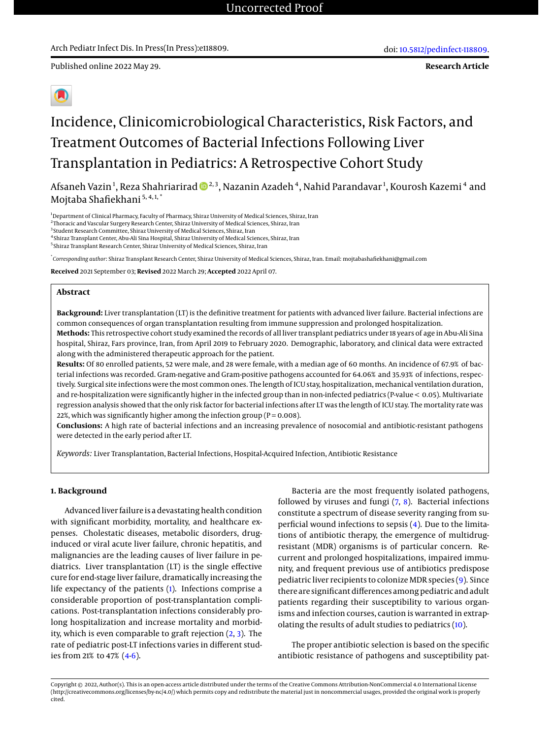Uncorrected Proof

Arch Pediatr Infect Dis. In Press(In Press):e118809.

doi: 10.5812/pedinfect-118809.

Published online 2022 May 29.

**Research Article**

# Incidence, Clinicomicrobiological Characteristics, Risk Factors, and Treatment Outcomes of Bacterial Infections Following Liver Transplantation in Pediatrics: A Retrospective Cohort Study

Afsaneh Vazin[1], Reza Shahriarirad[2,3], Nazanin Azadeh[4], Nahid Parandavar[1], Kourosh Kazemi[4] and Mojtaba Shafiekhani[5,4,1,*]

[1]Department of Clinical Pharmacy, Faculty of Pharmacy, Shiraz University of Medical Sciences, Shiraz, Iran
[2]Thoracic and Vascular Surgery Research Center, Shiraz University of Medical Sciences, Shiraz, Iran
[3]Student Research Committee, Shiraz University of Medical Sciences, Shiraz, Iran
[4]Shiraz Transplant Center, Abu-Ali Sina Hospital, Shiraz University of Medical Sciences, Shiraz, Iran
[5]Shiraz Transplant Research Center, Shiraz University of Medical Sciences, Shiraz, Iran

[*]*Corresponding author*: Shiraz Transplant Research Center, Shiraz University of Medical Sciences, Shiraz, Iran. Email: mojtabashafiekhani@gmail.com

**Received** 2021 September 03; **Revised** 2022 March 29; **Accepted** 2022 April 07.

## Abstract

**Background:** Liver transplantation (LT) is the definitive treatment for patients with advanced liver failure. Bacterial infections are common consequences of organ transplantation resulting from immune suppression and prolonged hospitalization.

**Methods:** This retrospective cohort study examined the records of all liver transplant pediatrics under 18 years of age in Abu-Ali Sina hospital, Shiraz, Fars province, Iran, from April 2019 to February 2020. Demographic, laboratory, and clinical data were extracted along with the administered therapeutic approach for the patient.

**Results:** Of 80 enrolled patients, 52 were male, and 28 were female, with a median age of 60 months. An incidence of 67.9% of bacterial infections was recorded. Gram-negative and Gram-positive pathogens accounted for 64.06% and 35.93% of infections, respectively. Surgical site infections were the most common ones. The length of ICU stay, hospitalization, mechanical ventilation duration, and re-hospitalization were significantly higher in the infected group than in non-infected pediatrics (P-value < 0.05). Multivariate regression analysis showed that the only risk factor for bacterial infections after LT was the length of ICU stay. The mortality rate was 22%, which was significantly higher among the infection group (P = 0.008).

**Conclusions:** A high rate of bacterial infections and an increasing prevalence of nosocomial and antibiotic-resistant pathogens were detected in the early period after LT.

*Keywords:* Liver Transplantation, Bacterial Infections, Hospital-Acquired Infection, Antibiotic Resistance

## 1. Background

Advanced liver failure is a devastating health condition with significant morbidity, mortality, and healthcare expenses. Cholestatic diseases, metabolic disorders, drug-induced or viral acute liver failure, chronic hepatitis, and malignancies are the leading causes of liver failure in pediatrics. Liver transplantation (LT) is the single effective cure for end-stage liver failure, dramatically increasing the life expectancy of the patients (1). Infections comprise a considerable proportion of post-transplantation complications. Post-transplantation infections considerably prolong hospitalization and increase mortality and morbidity, which is even comparable to graft rejection (2, 3). The rate of pediatric post-LT infections varies in different studies from 21% to 47% (4-6).

Bacteria are the most frequently isolated pathogens, followed by viruses and fungi (7, 8). Bacterial infections constitute a spectrum of disease severity ranging from superficial wound infections to sepsis (4). Due to the limitations of antibiotic therapy, the emergence of multidrug-resistant (MDR) organisms is of particular concern. Recurrent and prolonged hospitalizations, impaired immunity, and frequent previous use of antibiotics predispose pediatric liver recipients to colonize MDR species (9). Since there are significant differences among pediatric and adult patients regarding their susceptibility to various organisms and infection courses, caution is warranted in extrapolating the results of adult studies to pediatrics (10).

The proper antibiotic selection is based on the specific antibiotic resistance of pathogens and susceptibility pat-

Copyright © 2022, Author(s). This is an open-access article distributed under the terms of the Creative Commons Attribution-NonCommercial 4.0 International License (http://creativecommons.org/licenses/by-nc/4.0/) which permits copy and redistribute the material just in noncommercial usages, provided the original work is properly cited.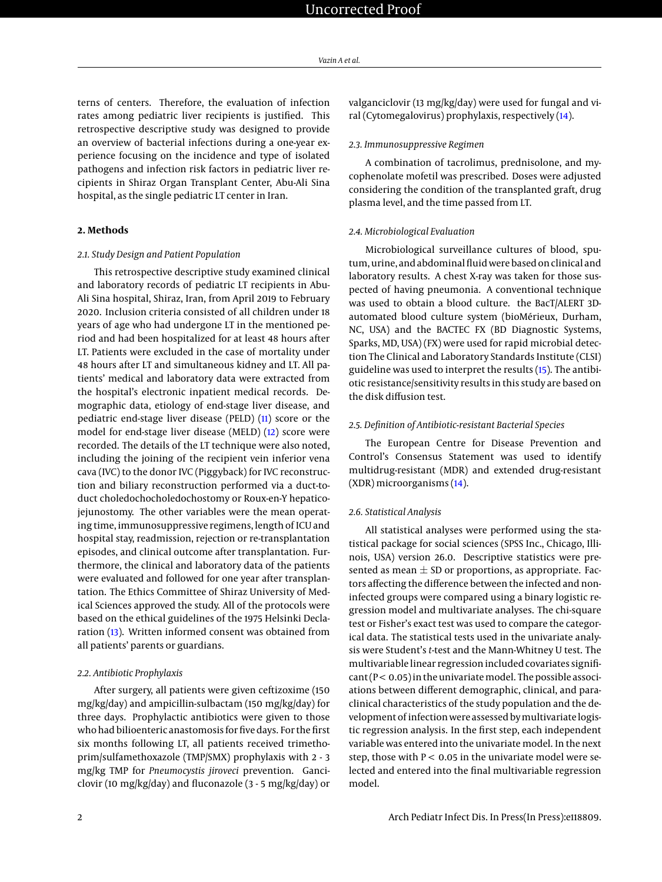terns of centers. Therefore, the evaluation of infection rates among pediatric liver recipients is justified. This retrospective descriptive study was designed to provide an overview of bacterial infections during a one-year experience focusing on the incidence and type of isolated pathogens and infection risk factors in pediatric liver recipients in Shiraz Organ Transplant Center, Abu-Ali Sina hospital, as the single pediatric LT center in Iran.

## 2. Methods

### 2.1. Study Design and Patient Population

This retrospective descriptive study examined clinical and laboratory records of pediatric LT recipients in Abu-Ali Sina hospital, Shiraz, Iran, from April 2019 to February 2020. Inclusion criteria consisted of all children under 18 years of age who had undergone LT in the mentioned period and had been hospitalized for at least 48 hours after LT. Patients were excluded in the case of mortality under 48 hours after LT and simultaneous kidney and LT. All patients' medical and laboratory data were extracted from the hospital's electronic inpatient medical records. Demographic data, etiology of end-stage liver disease, and pediatric end-stage liver disease (PELD) (11) score or the model for end-stage liver disease (MELD) (12) score were recorded. The details of the LT technique were also noted, including the joining of the recipient vein inferior vena cava (IVC) to the donor IVC (Piggyback) for IVC reconstruction and biliary reconstruction performed via a duct-to-duct choledochocholedochostomy or Roux-en-Y hepaticojejunostomy. The other variables were the mean operating time, immunosuppressive regimens, length of ICU and hospital stay, readmission, rejection or re-transplantation episodes, and clinical outcome after transplantation. Furthermore, the clinical and laboratory data of the patients were evaluated and followed for one year after transplantation. The Ethics Committee of Shiraz University of Medical Sciences approved the study. All of the protocols were based on the ethical guidelines of the 1975 Helsinki Declaration (13). Written informed consent was obtained from all patients' parents or guardians.

### 2.2. Antibiotic Prophylaxis

After surgery, all patients were given ceftizoxime (150 mg/kg/day) and ampicillin-sulbactam (150 mg/kg/day) for three days. Prophylactic antibiotics were given to those who had bilioenteric anastomosis for five days. For the first six months following LT, all patients received trimethoprim/sulfamethoxazole (TMP/SMX) prophylaxis with 2 - 3 mg/kg TMP for *Pneumocystis jiroveci* prevention. Ganciclovir (10 mg/kg/day) and fluconazole (3 - 5 mg/kg/day) or valganciclovir (13 mg/kg/day) were used for fungal and viral (Cytomegalovirus) prophylaxis, respectively (14).

### 2.3. Immunosuppressive Regimen

A combination of tacrolimus, prednisolone, and mycophenolate mofetil was prescribed. Doses were adjusted considering the condition of the transplanted graft, drug plasma level, and the time passed from LT.

### 2.4. Microbiological Evaluation

Microbiological surveillance cultures of blood, sputum, urine, and abdominal fluid were based on clinical and laboratory results. A chest X-ray was taken for those suspected of having pneumonia. A conventional technique was used to obtain a blood culture. the BacT/ALERT 3D-automated blood culture system (bioMérieux, Durham, NC, USA) and the BACTEC FX (BD Diagnostic Systems, Sparks, MD, USA) (FX) were used for rapid microbial detection The Clinical and Laboratory Standards Institute (CLSI) guideline was used to interpret the results (15). The antibiotic resistance/sensitivity results in this study are based on the disk diffusion test.

### 2.5. Definition of Antibiotic-resistant Bacterial Species

The European Centre for Disease Prevention and Control's Consensus Statement was used to identify multidrug-resistant (MDR) and extended drug-resistant (XDR) microorganisms (14).

### 2.6. Statistical Analysis

All statistical analyses were performed using the statistical package for social sciences (SPSS Inc., Chicago, Illinois, USA) version 26.0. Descriptive statistics were presented as mean ± SD or proportions, as appropriate. Factors affecting the difference between the infected and non-infected groups were compared using a binary logistic regression model and multivariate analyses. The chi-square test or Fisher's exact test was used to compare the categorical data. The statistical tests used in the univariate analysis were Student's *t*-test and the Mann-Whitney U test. The multivariable linear regression included covariates significant ($P < 0.05$) in the univariate model. The possible associations between different demographic, clinical, and paraclinical characteristics of the study population and the development of infection were assessed by multivariate logistic regression analysis. In the first step, each independent variable was entered into the univariate model. In the next step, those with $P < 0.05$ in the univariate model were selected and entered into the final multivariable regression model.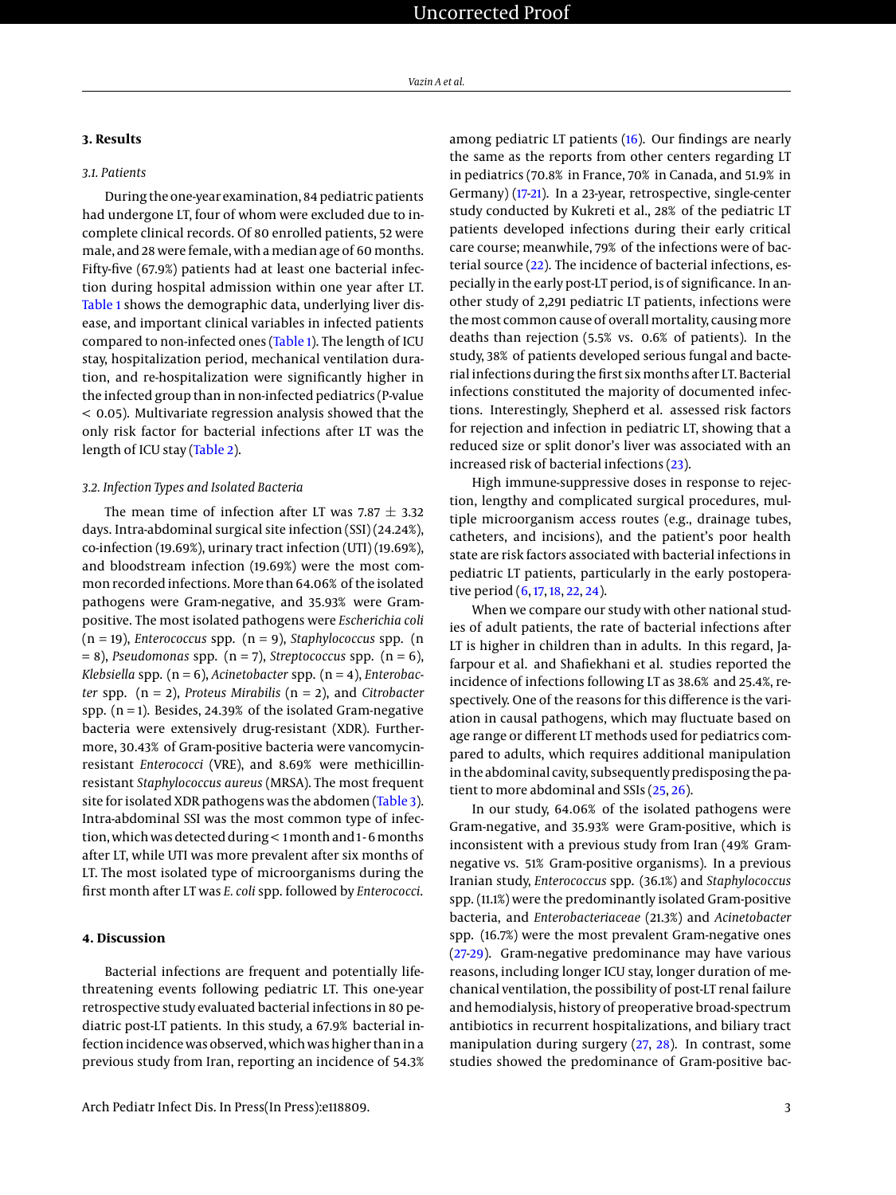## 3. Results

### 3.1. Patients

During the one-year examination, 84 pediatric patients had undergone LT, four of whom were excluded due to incomplete clinical records. Of 80 enrolled patients, 52 were male, and 28 were female, with a median age of 60 months. Fifty-five (67.9%) patients had at least one bacterial infection during hospital admission within one year after LT. Table 1 shows the demographic data, underlying liver disease, and important clinical variables in infected patients compared to non-infected ones (Table 1). The length of ICU stay, hospitalization period, mechanical ventilation duration, and re-hospitalization were significantly higher in the infected group than in non-infected pediatrics (P-value < 0.05). Multivariate regression analysis showed that the only risk factor for bacterial infections after LT was the length of ICU stay (Table 2).

### 3.2. Infection Types and Isolated Bacteria

The mean time of infection after LT was 7.87 ± 3.32 days. Intra-abdominal surgical site infection (SSI) (24.24%), co-infection (19.69%), urinary tract infection (UTI) (19.69%), and bloodstream infection (19.69%) were the most common recorded infections. More than 64.06% of the isolated pathogens were Gram-negative, and 35.93% were Gram-positive. The most isolated pathogens were *Escherichia coli* (n = 19), *Enterococcus* spp. (n = 9), *Staphylococcus* spp. (n = 8), *Pseudomonas* spp. (n = 7), *Streptococcus* spp. (n = 6), *Klebsiella* spp. (n = 6), *Acinetobacter* spp. (n = 4), *Enterobacter* spp. (n = 2), *Proteus Mirabilis* (n = 2), and *Citrobacter* spp. (n = 1). Besides, 24.39% of the isolated Gram-negative bacteria were extensively drug-resistant (XDR). Furthermore, 30.43% of Gram-positive bacteria were vancomycin-resistant *Enterococci* (VRE), and 8.69% were methicillin-resistant *Staphylococcus aureus* (MRSA). The most frequent site for isolated XDR pathogens was the abdomen (Table 3). Intra-abdominal SSI was the most common type of infection, which was detected during < 1 month and 1-6 months after LT, while UTI was more prevalent after six months of LT. The most isolated type of microorganisms during the first month after LT was *E. coli* spp. followed by *Enterococci*.

## 4. Discussion

Bacterial infections are frequent and potentially life-threatening events following pediatric LT. This one-year retrospective study evaluated bacterial infections in 80 pediatric post-LT patients. In this study, a 67.9% bacterial infection incidence was observed, which was higher than in a previous study from Iran, reporting an incidence of 54.3% among pediatric LT patients (16). Our findings are nearly the same as the reports from other centers regarding LT in pediatrics (70.8% in France, 70% in Canada, and 51.9% in Germany) (17-21). In a 23-year, retrospective, single-center study conducted by Kukreti et al., 28% of the pediatric LT patients developed infections during their early critical care course; meanwhile, 79% of the infections were of bacterial source (22). The incidence of bacterial infections, especially in the early post-LT period, is of significance. In another study of 2,291 pediatric LT patients, infections were the most common cause of overall mortality, causing more deaths than rejection (5.5% vs. 0.6% of patients). In the study, 38% of patients developed serious fungal and bacterial infections during the first six months after LT. Bacterial infections constituted the majority of documented infections. Interestingly, Shepherd et al. assessed risk factors for rejection and infection in pediatric LT, showing that a reduced size or split donor's liver was associated with an increased risk of bacterial infections (23).

High immune-suppressive doses in response to rejection, lengthy and complicated surgical procedures, multiple microorganism access routes (e.g., drainage tubes, catheters, and incisions), and the patient's poor health state are risk factors associated with bacterial infections in pediatric LT patients, particularly in the early postoperative period (6, 17, 18, 22, 24).

When we compare our study with other national studies of adult patients, the rate of bacterial infections after LT is higher in children than in adults. In this regard, Jafarpour et al. and Shafiekhani et al. studies reported the incidence of infections following LT as 38.6% and 25.4%, respectively. One of the reasons for this difference is the variation in causal pathogens, which may fluctuate based on age range or different LT methods used for pediatrics compared to adults, which requires additional manipulation in the abdominal cavity, subsequently predisposing the patient to more abdominal and SSIs (25, 26).

In our study, 64.06% of the isolated pathogens were Gram-negative, and 35.93% were Gram-positive, which is inconsistent with a previous study from Iran (49% Gram-negative vs. 51% Gram-positive organisms). In a previous Iranian study, *Enterococcus* spp. (36.1%) and *Staphylococcus* spp. (11.1%) were the predominantly isolated Gram-positive bacteria, and *Enterobacteriaceae* (21.3%) and *Acinetobacter* spp. (16.7%) were the most prevalent Gram-negative ones (27-29). Gram-negative predominance may have various reasons, including longer ICU stay, longer duration of mechanical ventilation, the possibility of post-LT renal failure and hemodialysis, history of preoperative broad-spectrum antibiotics in recurrent hospitalizations, and biliary tract manipulation during surgery (27, 28). In contrast, some studies showed the predominance of Gram-positive bac-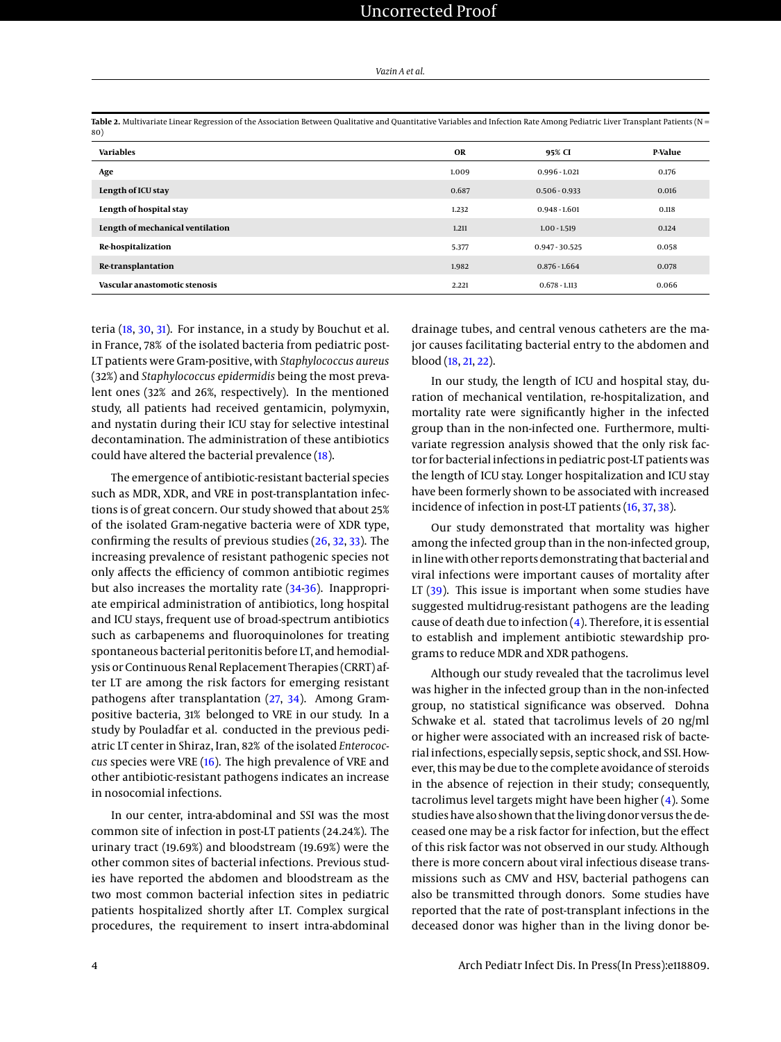**Table 2.** Multivariate Linear Regression of the Association Between Qualitative and Quantitative Variables and Infection Rate Among Pediatric Liver Transplant Patients (N = 80)

| Variables | OR | 95% CI | P-Value |
|---|---|---|---|
| **Age** | 1.009 | 0.996 - 1.021 | 0.176 |
| **Length of ICU stay** | 0.687 | 0.506 - 0.933 | 0.016 |
| **Length of hospital stay** | 1.232 | 0.948 - 1.601 | 0.118 |
| **Length of mechanical ventilation** | 1.211 | 1.00 - 1.519 | 0.124 |
| **Re-hospitalization** | 5.377 | 0.947 - 30.525 | 0.058 |
| **Re-transplantation** | 1.982 | 0.876 - 1.664 | 0.078 |
| **Vascular anastomotic stenosis** | 2.221 | 0.678 - 1.113 | 0.066 |

teria (18, 30, 31). For instance, in a study by Bouchut et al. in France, 78% of the isolated bacteria from pediatric post-LT patients were Gram-positive, with *Staphylococcus aureus* (32%) and *Staphylococcus epidermidis* being the most prevalent ones (32% and 26%, respectively). In the mentioned study, all patients had received gentamicin, polymyxin, and nystatin during their ICU stay for selective intestinal decontamination. The administration of these antibiotics could have altered the bacterial prevalence (18).

The emergence of antibiotic-resistant bacterial species such as MDR, XDR, and VRE in post-transplantation infections is of great concern. Our study showed that about 25% of the isolated Gram-negative bacteria were of XDR type, confirming the results of previous studies (26, 32, 33). The increasing prevalence of resistant pathogenic species not only affects the efficiency of common antibiotic regimes but also increases the mortality rate (34-36). Inappropriate empirical administration of antibiotics, long hospital and ICU stays, frequent use of broad-spectrum antibiotics such as carbapenems and fluoroquinolones for treating spontaneous bacterial peritonitis before LT, and hemodialysis or Continuous Renal Replacement Therapies (CRRT) after LT are among the risk factors for emerging resistant pathogens after transplantation (27, 34). Among Gram-positive bacteria, 31% belonged to VRE in our study. In a study by Pouladfar et al. conducted in the previous pediatric LT center in Shiraz, Iran, 82% of the isolated *Enterococcus* species were VRE (16). The high prevalence of VRE and other antibiotic-resistant pathogens indicates an increase in nosocomial infections.

In our center, intra-abdominal and SSI was the most common site of infection in post-LT patients (24.24%). The urinary tract (19.69%) and bloodstream (19.69%) were the other common sites of bacterial infections. Previous studies have reported the abdomen and bloodstream as the two most common bacterial infection sites in pediatric patients hospitalized shortly after LT. Complex surgical procedures, the requirement to insert intra-abdominal drainage tubes, and central venous catheters are the major causes facilitating bacterial entry to the abdomen and blood (18, 21, 22).

In our study, the length of ICU and hospital stay, duration of mechanical ventilation, re-hospitalization, and mortality rate were significantly higher in the infected group than in the non-infected one. Furthermore, multivariate regression analysis showed that the only risk factor for bacterial infections in pediatric post-LT patients was the length of ICU stay. Longer hospitalization and ICU stay have been formerly shown to be associated with increased incidence of infection in post-LT patients (16, 37, 38).

Our study demonstrated that mortality was higher among the infected group than in the non-infected group, in line with other reports demonstrating that bacterial and viral infections were important causes of mortality after LT (39). This issue is important when some studies have suggested multidrug-resistant pathogens are the leading cause of death due to infection (4). Therefore, it is essential to establish and implement antibiotic stewardship programs to reduce MDR and XDR pathogens.

Although our study revealed that the tacrolimus level was higher in the infected group than in the non-infected group, no statistical significance was observed. Dohna Schwake et al. stated that tacrolimus levels of 20 ng/ml or higher were associated with an increased risk of bacterial infections, especially sepsis, septic shock, and SSI. However, this may be due to the complete avoidance of steroids in the absence of rejection in their study; consequently, tacrolimus level targets might have been higher (4). Some studies have also shown that the living donor versus the deceased one may be a risk factor for infection, but the effect of this risk factor was not observed in our study. Although there is more concern about viral infectious disease transmissions such as CMV and HSV, bacterial pathogens can also be transmitted through donors. Some studies have reported that the rate of post-transplant infections in the deceased donor was higher than in the living donor be-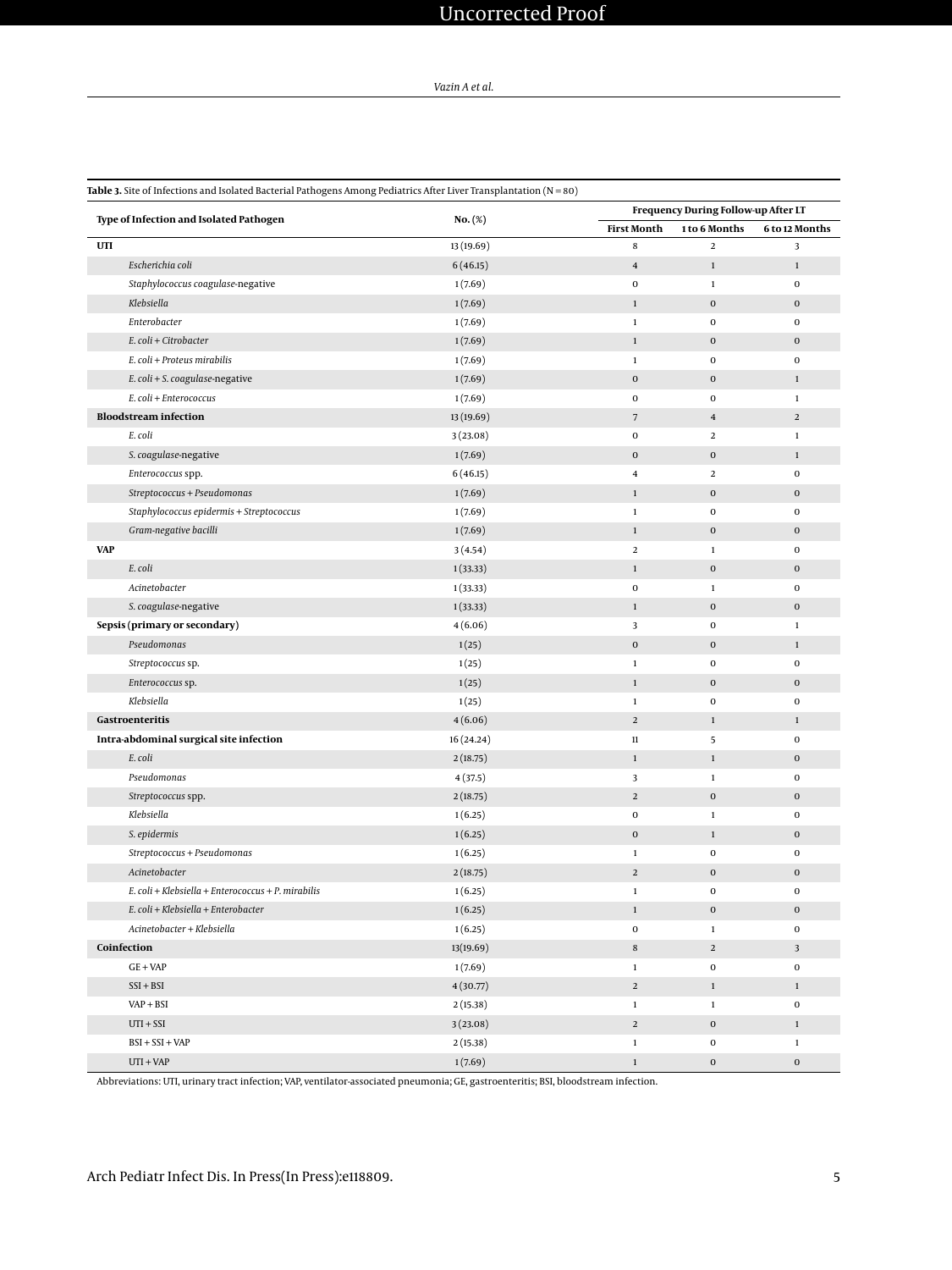**Table 3.** Site of Infections and Isolated Bacterial Pathogens Among Pediatrics After Liver Transplantation (N = 80)

| Type of Infection and Isolated Pathogen | No. (%) | Frequency During Follow-up After LT | | |
|---|---|---|---|---|
| | | First Month | 1 to 6 Months | 6 to 12 Months |
| **UTI** | 13 (19.69) | 8 | 2 | 3 |
| *Escherichia coli* | 6 (46.15) | 4 | 1 | 1 |
| *Staphylococcus coagulase*-negative | 1 (7.69) | 0 | 1 | 0 |
| *Klebsiella* | 1 (7.69) | 1 | 0 | 0 |
| *Enterobacter* | 1 (7.69) | 1 | 0 | 0 |
| *E. coli + Citrobacter* | 1 (7.69) | 1 | 0 | 0 |
| *E. coli + Proteus mirabilis* | 1 (7.69) | 1 | 0 | 0 |
| *E. coli + S. coagulase*-negative | 1 (7.69) | 0 | 0 | 1 |
| *E. coli + Enterococcus* | 1 (7.69) | 0 | 0 | 1 |
| **Bloodstream infection** | 13 (19.69) | 7 | 4 | 2 |
| *E. coli* | 3 (23.08) | 0 | 2 | 1 |
| *S. coagulase*-negative | 1 (7.69) | 0 | 0 | 1 |
| *Enterococcus* spp. | 6 (46.15) | 4 | 2 | 0 |
| *Streptococcus + Pseudomonas* | 1 (7.69) | 1 | 0 | 0 |
| *Staphylococcus epidermis + Streptococcus* | 1 (7.69) | 1 | 0 | 0 |
| *Gram-negative bacilli* | 1 (7.69) | 1 | 0 | 0 |
| **VAP** | 3 (4.54) | 2 | 1 | 0 |
| *E. coli* | 1 (33.33) | 1 | 0 | 0 |
| *Acinetobacter* | 1 (33.33) | 0 | 1 | 0 |
| *S. coagulase*-negative | 1 (33.33) | 1 | 0 | 0 |
| **Sepsis (primary or secondary)** | 4 (6.06) | 3 | 0 | 1 |
| *Pseudomonas* | 1 (25) | 0 | 0 | 1 |
| *Streptococcus* sp. | 1 (25) | 1 | 0 | 0 |
| *Enterococcus* sp. | 1 (25) | 1 | 0 | 0 |
| *Klebsiella* | 1 (25) | 1 | 0 | 0 |
| **Gastroenteritis** | 4 (6.06) | 2 | 1 | 1 |
| **Intra-abdominal surgical site infection** | 16 (24.24) | 11 | 5 | 0 |
| *E. coli* | 2 (18.75) | 1 | 1 | 0 |
| *Pseudomonas* | 4 (37.5) | 3 | 1 | 0 |
| *Streptococcus* spp. | 2 (18.75) | 2 | 0 | 0 |
| *Klebsiella* | 1 (6.25) | 0 | 1 | 0 |
| *S. epidermis* | 1 (6.25) | 0 | 1 | 0 |
| *Streptococcus + Pseudomonas* | 1 (6.25) | 1 | 0 | 0 |
| *Acinetobacter* | 2 (18.75) | 2 | 0 | 0 |
| *E. coli + Klebsiella + Enterococcus + P. mirabilis* | 1 (6.25) | 1 | 0 | 0 |
| *E. coli + Klebsiella + Enterobacter* | 1 (6.25) | 1 | 0 | 0 |
| *Acinetobacter + Klebsiella* | 1 (6.25) | 0 | 1 | 0 |
| **Coinfection** | 13(19.69) | 8 | 2 | 3 |
| GE + VAP | 1 (7.69) | 1 | 0 | 0 |
| SSI + BSI | 4 (30.77) | 2 | 1 | 1 |
| VAP + BSI | 2 (15.38) | 1 | 1 | 0 |
| UTI + SSI | 3 (23.08) | 2 | 0 | 1 |
| BSI + SSI + VAP | 2 (15.38) | 1 | 0 | 1 |
| UTI + VAP | 1 (7.69) | 1 | 0 | 0 |

Abbreviations: UTI, urinary tract infection; VAP, ventilator-associated pneumonia; GE, gastroenteritis; BSI, bloodstream infection.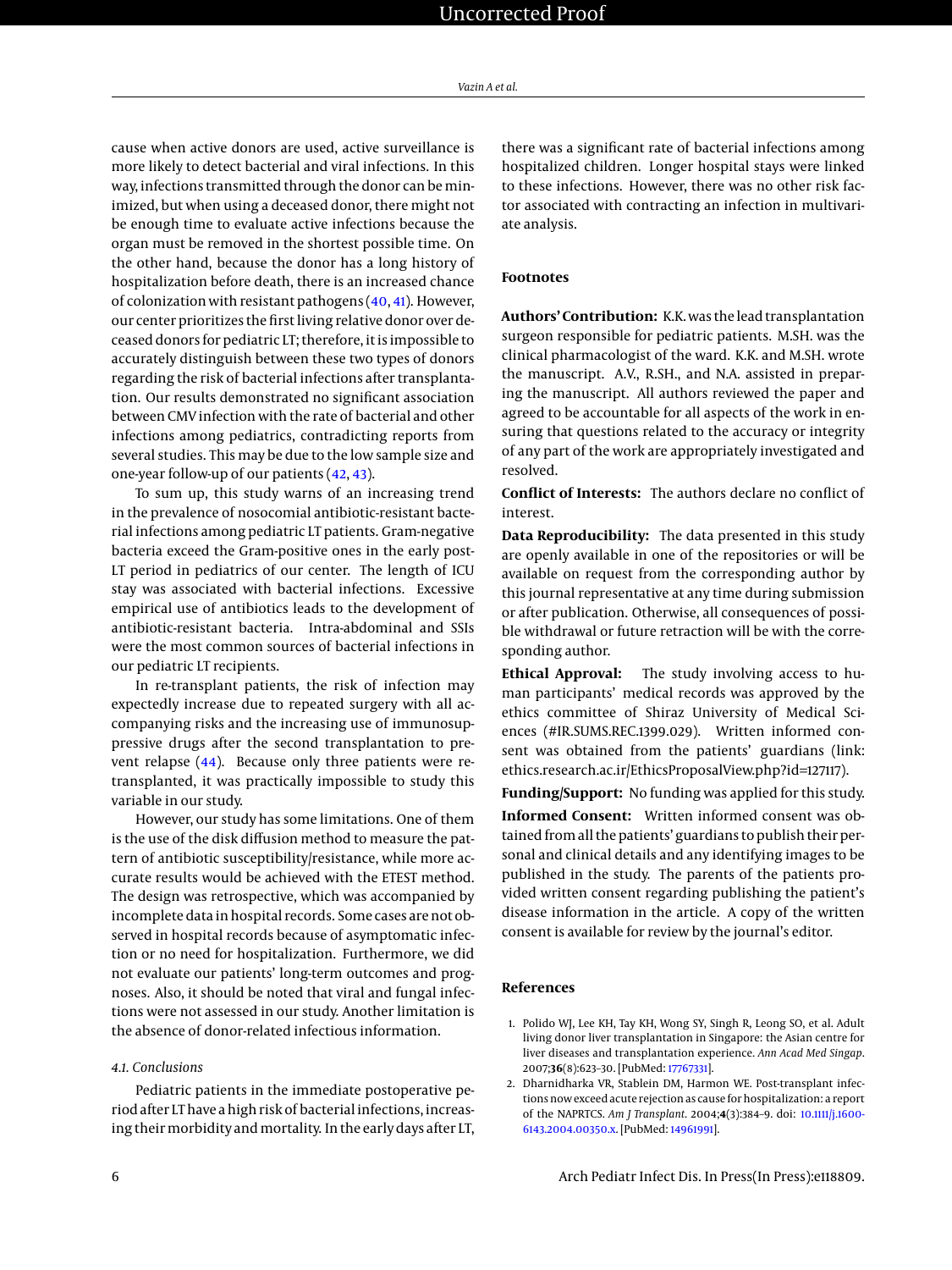cause when active donors are used, active surveillance is more likely to detect bacterial and viral infections. In this way, infections transmitted through the donor can be minimized, but when using a deceased donor, there might not be enough time to evaluate active infections because the organ must be removed in the shortest possible time. On the other hand, because the donor has a long history of hospitalization before death, there is an increased chance of colonization with resistant pathogens (40, 41). However, our center prioritizes the first living relative donor over deceased donors for pediatric LT; therefore, it is impossible to accurately distinguish between these two types of donors regarding the risk of bacterial infections after transplantation. Our results demonstrated no significant association between CMV infection with the rate of bacterial and other infections among pediatrics, contradicting reports from several studies. This may be due to the low sample size and one-year follow-up of our patients (42, 43).

To sum up, this study warns of an increasing trend in the prevalence of nosocomial antibiotic-resistant bacterial infections among pediatric LT patients. Gram-negative bacteria exceed the Gram-positive ones in the early post-LT period in pediatrics of our center. The length of ICU stay was associated with bacterial infections. Excessive empirical use of antibiotics leads to the development of antibiotic-resistant bacteria. Intra-abdominal and SSIs were the most common sources of bacterial infections in our pediatric LT recipients.

In re-transplant patients, the risk of infection may expectedly increase due to repeated surgery with all accompanying risks and the increasing use of immunosuppressive drugs after the second transplantation to prevent relapse (44). Because only three patients were re-transplanted, it was practically impossible to study this variable in our study.

However, our study has some limitations. One of them is the use of the disk diffusion method to measure the pattern of antibiotic susceptibility/resistance, while more accurate results would be achieved with the ETEST method. The design was retrospective, which was accompanied by incomplete data in hospital records. Some cases are not observed in hospital records because of asymptomatic infection or no need for hospitalization. Furthermore, we did not evaluate our patients' long-term outcomes and prognoses. Also, it should be noted that viral and fungal infections were not assessed in our study. Another limitation is the absence of donor-related infectious information.

### 4.1. Conclusions

Pediatric patients in the immediate postoperative period after LT have a high risk of bacterial infections, increasing their morbidity and mortality. In the early days after LT, there was a significant rate of bacterial infections among hospitalized children. Longer hospital stays were linked to these infections. However, there was no other risk factor associated with contracting an infection in multivariate analysis.

## Footnotes

**Authors' Contribution:** K.K. was the lead transplantation surgeon responsible for pediatric patients. M.SH. was the clinical pharmacologist of the ward. K.K. and M.SH. wrote the manuscript. A.V., R.SH., and N.A. assisted in preparing the manuscript. All authors reviewed the paper and agreed to be accountable for all aspects of the work in ensuring that questions related to the accuracy or integrity of any part of the work are appropriately investigated and resolved.

**Conflict of Interests:** The authors declare no conflict of interest.

**Data Reproducibility:** The data presented in this study are openly available in one of the repositories or will be available on request from the corresponding author by this journal representative at any time during submission or after publication. Otherwise, all consequences of possible withdrawal or future retraction will be with the corresponding author.

**Ethical Approval:** The study involving access to human participants' medical records was approved by the ethics committee of Shiraz University of Medical Sciences (#IR.SUMS.REC.1399.029). Written informed consent was obtained from the patients' guardians (link: ethics.research.ac.ir/EthicsProposalView.php?id=127117).

**Funding/Support:** No funding was applied for this study.

**Informed Consent:** Written informed consent was obtained from all the patients' guardians to publish their personal and clinical details and any identifying images to be published in the study. The parents of the patients provided written consent regarding publishing the patient's disease information in the article. A copy of the written consent is available for review by the journal's editor.

## References

1. Polido WJ, Lee KH, Tay KH, Wong SY, Singh R, Leong SO, et al. Adult living donor liver transplantation in Singapore: the Asian centre for liver diseases and transplantation experience. *Ann Acad Med Singap*. 2007;**36**(8):623–30. [PubMed: 17767331].
2. Dharnidharka VR, Stablein DM, Harmon WE. Post-transplant infections now exceed acute rejection as cause for hospitalization: a report of the NAPRTCS. *Am J Transplant*. 2004;**4**(3):384–9. doi: 10.1111/j.1600-6143.2004.00350.x. [PubMed: 14961991].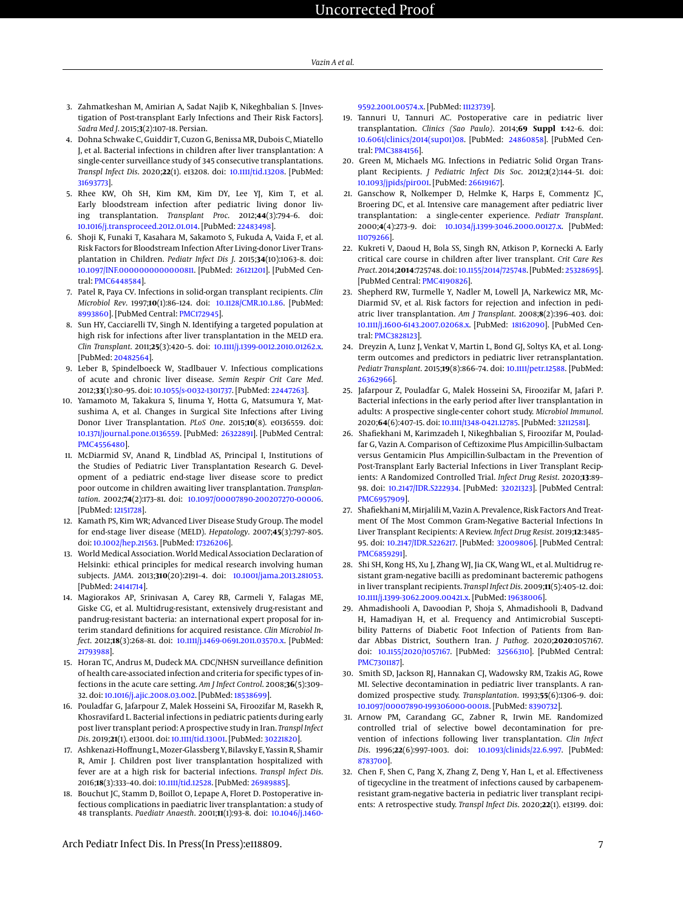3. Zahmatkeshan M, Amirian A, Sadat Najib K, Nikeghbalian S. [Investigation of Post-transplant Early Infections and Their Risk Factors]. *Sadra Med J*. 2015;**3**(2):107–18. Persian.
4. Dohna Schwake C, Guiddir T, Cuzon G, Benissa MR, Dubois C, Miatello J, et al. Bacterial infections in children after liver transplantation: A single-center surveillance study of 345 consecutive transplantations. *Transpl Infect Dis*. 2020;**22**(1). e13208. doi: 10.1111/tid.13208. [PubMed: 31693773].
5. Rhee KW, Oh SH, Kim KM, Kim DY, Lee YJ, Kim T, et al. Early bloodstream infection after pediatric living donor living transplantation. *Transplant Proc*. 2012;**44**(3):794–6. doi: 10.1016/j.transproceed.2012.01.014. [PubMed: 22483498].
6. Shoji K, Funaki T, Kasahara M, Sakamoto S, Fukuda A, Vaida F, et al. Risk Factors for Bloodstream Infection After Living-donor Liver Transplantation in Children. *Pediatr Infect Dis J*. 2015;**34**(10):1063–8. doi: 10.1097/INF.0000000000000811. [PubMed: 26121201]. [PubMed Central: PMC6448584].
7. Patel R, Paya CV. Infections in solid-organ transplant recipients. *Clin Microbiol Rev*. 1997;**10**(1):86–124. doi: 10.1128/CMR.10.1.86. [PubMed: 8993860]. [PubMed Central: PMC172945].
8. Sun HY, Cacciarelli TV, Singh N. Identifying a targeted population at high risk for infections after liver transplantation in the MELD era. *Clin Transplant*. 2011;**25**(3):420–5. doi: 10.1111/j.1399-0012.2010.01262.x. [PubMed: 20482564].
9. Leber B, Spindelboeck W, Stadlbauer V. Infectious complications of acute and chronic liver disease. *Semin Respir Crit Care Med*. 2012;**33**(1):80–95. doi: 10.1055/s-0032-1301737. [PubMed: 22447263].
10. Yamamoto M, Takakura S, Iinuma Y, Hotta G, Matsumura Y, Matsushima A, et al. Changes in Surgical Site Infections after Living Donor Liver Transplantation. *PLoS One*. 2015;**10**(8). e0136559. doi: 10.1371/journal.pone.0136559. [PubMed: 26322891]. [PubMed Central: PMC4556480].
11. McDiarmid SV, Anand R, Lindblad AS, Principal I, Institutions of the Studies of Pediatric Liver Transplantation Research G. Development of a pediatric end-stage liver disease score to predict poor outcome in children awaiting liver transplantation. *Transplantation*. 2002;**74**(2):173–81. doi: 10.1097/00007890-200207270-00006. [PubMed: 12151728].
12. Kamath PS, Kim WR; Advanced Liver Disease Study Group. The model for end-stage liver disease (MELD). *Hepatology*. 2007;**45**(3):797–805. doi: 10.1002/hep.21563. [PubMed: 17326206].
13. World Medical Association. World Medical Association Declaration of Helsinki: ethical principles for medical research involving human subjects. *JAMA*. 2013;**310**(20):2191–4. doi: 10.1001/jama.2013.281053. [PubMed: 24141714].
14. Magiorakos AP, Srinivasan A, Carey RB, Carmeli Y, Falagas ME, Giske CG, et al. Multidrug-resistant, extensively drug-resistant and pandrug-resistant bacteria: an international expert proposal for interim standard definitions for acquired resistance. *Clin Microbiol Infect*. 2012;**18**(3):268–81. doi: 10.1111/j.1469-0691.2011.03570.x. [PubMed: 21793988].
15. Horan TC, Andrus M, Dudeck MA. CDC/NHSN surveillance definition of health care-associated infection and criteria for specific types of infections in the acute care setting. *Am J Infect Control*. 2008;**36**(5):309–32. doi: 10.1016/j.ajic.2008.03.002. [PubMed: 18538699].
16. Pouladfar G, Jafarpour Z, Malek Hosseini SA, Firoozifar M, Rasekh R, Khosravifard L. Bacterial infections in pediatric patients during early post liver transplant period: A prospective study in Iran. *Transpl Infect Dis*. 2019;**21**(1). e13001. doi: 10.1111/tid.13001. [PubMed: 30221820].
17. Ashkenazi-Hoffnung L, Mozer-Glassberg Y, Bilavsky E, Yassin R, Shamir R, Amir J. Children post liver transplantation hospitalized with fever are at a high risk for bacterial infections. *Transpl Infect Dis*. 2016;**18**(3):333–40. doi: 10.1111/tid.12528. [PubMed: 26989885].
18. Bouchut JC, Stamm D, Boillot O, Lepape A, Floret D. Postoperative infectious complications in paediatric liver transplantation: a study of 48 transplants. *Paediatr Anaesth*. 2001;**11**(1):93–8. doi: 10.1046/j.1460-9592.2001.00574.x. [PubMed: 11123739].
19. Tannuri U, Tannuri AC. Postoperative care in pediatric liver transplantation. *Clinics (Sao Paulo)*. 2014;**69 Suppl 1**:42–6. doi: 10.6061/clinics/2014(sup01)08. [PubMed: 24860858]. [PubMed Central: PMC3884156].
20. Green M, Michaels MG. Infections in Pediatric Solid Organ Transplant Recipients. *J Pediatric Infect Dis Soc*. 2012;**1**(2):144–51. doi: 10.1093/jpids/pir001. [PubMed: 26619167].
21. Ganschow R, Nolkemper D, Helmke K, Harps E, Commentz JC, Broering DC, et al. Intensive care management after pediatric liver transplantation: a single-center experience. *Pediatr Transplant*. 2000;**4**(4):273–9. doi: 10.1034/j.1399-3046.2000.00127.x. [PubMed: 11079266].
22. Kukreti V, Daoud H, Bola SS, Singh RN, Atkison P, Kornecki A. Early critical care course in children after liver transplant. *Crit Care Res Pract*. 2014;**2014**:725748. doi: 10.1155/2014/725748. [PubMed: 25328695]. [PubMed Central: PMC4190826].
23. Shepherd RW, Turmelle Y, Nadler M, Lowell JA, Narkewicz MR, McDiarmid SV, et al. Risk factors for rejection and infection in pediatric liver transplantation. *Am J Transplant*. 2008;**8**(2):396–403. doi: 10.1111/j.1600-6143.2007.02068.x. [PubMed: 18162090]. [PubMed Central: PMC3828123].
24. Dreyzin A, Lunz J, Venkat V, Martin L, Bond GJ, Soltys KA, et al. Long-term outcomes and predictors in pediatric liver retransplantation. *Pediatr Transplant*. 2015;**19**(8):866–74. doi: 10.1111/petr.12588. [PubMed: 26362966].
25. Jafarpour Z, Pouladfar G, Malek Hosseini SA, Firoozifar M, Jafari P. Bacterial infections in the early period after liver transplantation in adults: A prospective single-center cohort study. *Microbiol Immunol*. 2020;**64**(6):407–15. doi: 10.1111/1348-0421.12785. [PubMed: 32112581].
26. Shafiekhani M, Karimzadeh I, Nikeghbalian S, Firoozifar M, Pouladfar G, Vazin A. Comparison of Ceftizoxime Plus Ampicillin-Sulbactam versus Gentamicin Plus Ampicillin-Sulbactam in the Prevention of Post-Transplant Early Bacterial Infections in Liver Transplant Recipients: A Randomized Controlled Trial. *Infect Drug Resist*. 2020;**13**:89–98. doi: 10.2147/IDR.S222934. [PubMed: 32021323]. [PubMed Central: PMC6957909].
27. Shafiekhani M, Mirjalili M, Vazin A. Prevalence, Risk Factors And Treatment Of The Most Common Gram-Negative Bacterial Infections In Liver Transplant Recipients: A Review. *Infect Drug Resist*. 2019;**12**:3485–95. doi: 10.2147/IDR.S226217. [PubMed: 32009806]. [PubMed Central: PMC6859291].
28. Shi SH, Kong HS, Xu J, Zhang WJ, Jia CK, Wang WL, et al. Multidrug resistant gram-negative bacilli as predominant bacteremic pathogens in liver transplant recipients. *Transpl Infect Dis*. 2009;**11**(5):405–12. doi: 10.1111/j.1399-3062.2009.00421.x. [PubMed: 19638006].
29. Ahmadishooli A, Davoodian P, Shoja S, Ahmadishooli B, Dadvand H, Hamadiyan H, et al. Frequency and Antimicrobial Susceptibility Patterns of Diabetic Foot Infection of Patients from Bandar Abbas District, Southern Iran. *J Pathog*. 2020;**2020**:1057167. doi: 10.1155/2020/1057167. [PubMed: 32566310]. [PubMed Central: PMC7301187].
30. Smith SD, Jackson RJ, Hannakan CJ, Wadowsky RM, Tzakis AG, Rowe MI. Selective decontamination in pediatric liver transplants. A randomized prospective study. *Transplantation*. 1993;**55**(6):1306–9. doi: 10.1097/00007890-199306000-00018. [PubMed: 8390732].
31. Arnow PM, Carandang GC, Zabner R, Irwin ME. Randomized controlled trial of selective bowel decontamination for prevention of infections following liver transplantation. *Clin Infect Dis*. 1996;**22**(6):997–1003. doi: 10.1093/clinids/22.6.997. [PubMed: 8783700].
32. Chen F, Shen C, Pang X, Zhang Z, Deng Y, Han L, et al. Effectiveness of tigecycline in the treatment of infections caused by carbapenem-resistant gram-negative bacteria in pediatric liver transplant recipients: A retrospective study. *Transpl Infect Dis*. 2020;**22**(1). e13199. doi: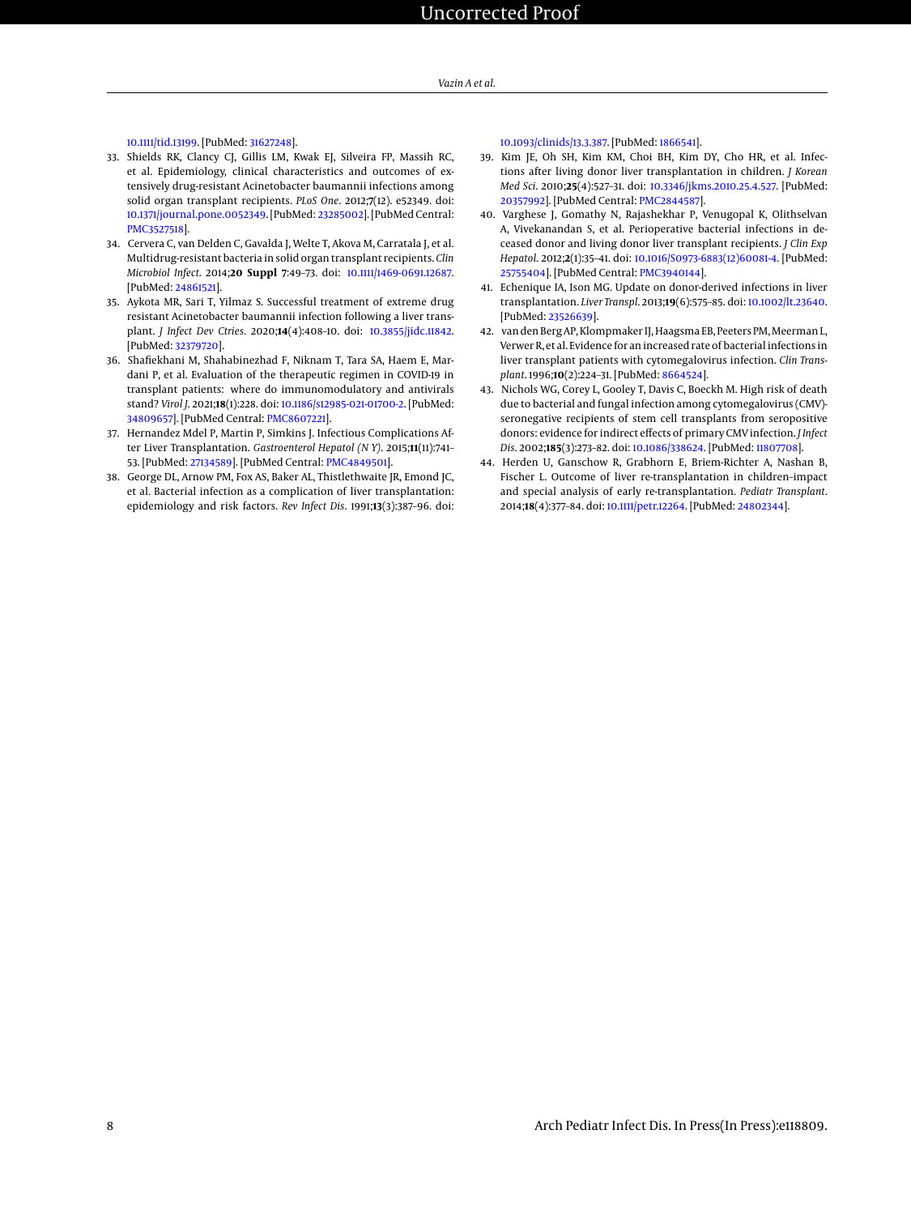10.1111/tid.13199. [PubMed: 31627248].

33. Shields RK, Clancy CJ, Gillis LM, Kwak EJ, Silveira FP, Massih RC, et al. Epidemiology, clinical characteristics and outcomes of extensively drug-resistant Acinetobacter baumannii infections among solid organ transplant recipients. *PLoS One*. 2012;**7**(12). e52349. doi: 10.1371/journal.pone.0052349. [PubMed: 23285002]. [PubMed Central: PMC3527518].
34. Cervera C, van Delden C, Gavalda J, Welte T, Akova M, Carratala J, et al. Multidrug-resistant bacteria in solid organ transplant recipients. *Clin Microbiol Infect*. 2014;**20 Suppl 7**:49–73. doi: 10.1111/1469-0691.12687. [PubMed: 24861521].
35. Aykota MR, Sari T, Yilmaz S. Successful treatment of extreme drug resistant Acinetobacter baumannii infection following a liver transplant. *J Infect Dev Ctries*. 2020;**14**(4):408–10. doi: 10.3855/jidc.11842. [PubMed: 32379720].
36. Shafiekhani M, Shahabinezhad F, Niknam T, Tara SA, Haem E, Mardani P, et al. Evaluation of the therapeutic regimen in COVID-19 in transplant patients: where do immunomodulatory and antivirals stand? *Virol J*. 2021;**18**(1):228. doi: 10.1186/s12985-021-01700-2. [PubMed: 34809657]. [PubMed Central: PMC8607221].
37. Hernandez Mdel P, Martin P, Simkins J. Infectious Complications After Liver Transplantation. *Gastroenterol Hepatol (N Y)*. 2015;**11**(11):741–53. [PubMed: 27134589]. [PubMed Central: PMC4849501].
38. George DL, Arnow PM, Fox AS, Baker AL, Thistlethwaite JR, Emond JC, et al. Bacterial infection as a complication of liver transplantation: epidemiology and risk factors. *Rev Infect Dis*. 1991;**13**(3):387–96. doi: 10.1093/clinids/13.3.387. [PubMed: 1866541].
39. Kim JE, Oh SH, Kim KM, Choi BH, Kim DY, Cho HR, et al. Infections after living donor liver transplantation in children. *J Korean Med Sci*. 2010;**25**(4):527–31. doi: 10.3346/jkms.2010.25.4.527. [PubMed: 20357992]. [PubMed Central: PMC2844587].
40. Varghese J, Gomathy N, Rajashekhar P, Venugopal K, Olithselvan A, Vivekanandan S, et al. Perioperative bacterial infections in deceased donor and living donor liver transplant recipients. *J Clin Exp Hepatol*. 2012;**2**(1):35–41. doi: 10.1016/S0973-6883(12)60081-4. [PubMed: 25755404]. [PubMed Central: PMC3940144].
41. Echenique IA, Ison MG. Update on donor-derived infections in liver transplantation. *Liver Transpl*. 2013;**19**(6):575–85. doi: 10.1002/lt.23640. [PubMed: 23526639].
42. van den Berg AP, Klompmaker IJ, Haagsma EB, Peeters PM, Meerman L, Verwer R, et al. Evidence for an increased rate of bacterial infections in liver transplant patients with cytomegalovirus infection. *Clin Transplant*. 1996;**10**(2):224–31. [PubMed: 8664524].
43. Nichols WG, Corey L, Gooley T, Davis C, Boeckh M. High risk of death due to bacterial and fungal infection among cytomegalovirus (CMV)-seronegative recipients of stem cell transplants from seropositive donors: evidence for indirect effects of primary CMV infection. *J Infect Dis*. 2002;**185**(3):273–82. doi: 10.1086/338624. [PubMed: 11807708].
44. Herden U, Ganschow R, Grabhorn E, Briem-Richter A, Nashan B, Fischer L. Outcome of liver re-transplantation in children–impact and special analysis of early re-transplantation. *Pediatr Transplant*. 2014;**18**(4):377–84. doi: 10.1111/petr.12264. [PubMed: 24802344].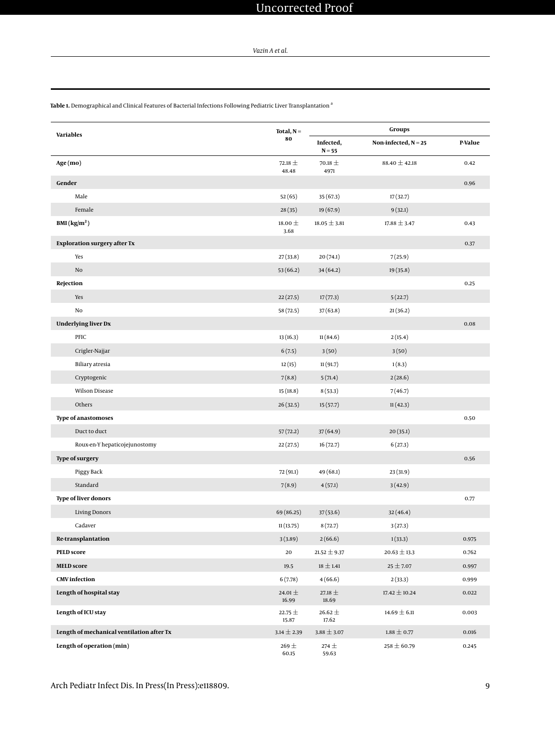**Table 1.** Demographical and Clinical Features of Bacterial Infections Following Pediatric Liver Transplantation [a]

| Variables | Total, N = 80 | Groups | | |
|---|---|---|---|---|
| | | Infected, N = 55 | Non-infected, N = 25 | P-Value |
| **Age (mo)** | 72.18 ± 48.48 | 70.18 ± 4971 | 88.40 ± 42.18 | 0.42 |
| **Gender** | | | | 0.96 |
| Male | 52 (65) | 35 (67.3) | 17 (32.7) | |
| Female | 28 (35) | 19 (67.9) | 9 (32.1) | |
| **BMI (kg/m²)** | 18.00 ± 3.68 | 18.05 ± 3.81 | 17.88 ± 3.47 | 0.43 |
| **Exploration surgery after Tx** | | | | 0.37 |
| Yes | 27 (33.8) | 20 (74.1) | 7 (25.9) | |
| No | 53 (66.2) | 34 (64.2) | 19 (35.8) | |
| **Rejection** | | | | 0.25 |
| Yes | 22 (27.5) | 17 (77.3) | 5 (22.7) | |
| No | 58 (72.5) | 37 (63.8) | 21 (36.2) | |
| **Underlying liver Dx** | | | | 0.08 |
| PFIC | 13 (16.3) | 11 (84.6) | 2 (15.4) | |
| Crigler-Najjar | 6 (7.5) | 3 (50) | 3 (50) | |
| Biliary atresia | 12 (15) | 11 (91.7) | 1 (8.3) | |
| Cryptogenic | 7 (8.8) | 5 (71.4) | 2 (28.6) | |
| Wilson Disease | 15 (18.8) | 8 (53.3) | 7 (46.7) | |
| Others | 26 (32.5) | 15 (57.7) | 11 (42.3) | |
| **Type of anastomoses** | | | | 0.50 |
| Duct to duct | 57 (72.2) | 37 (64.9) | 20 (35.1) | |
| Roux-en-Y hepaticojejunostomy | 22 (27.5) | 16 (72.7) | 6 (27.3) | |
| **Type of surgery** | | | | 0.56 |
| Piggy Back | 72 (91.1) | 49 (68.1) | 23 (31.9) | |
| Standard | 7 (8.9) | 4 (57.1) | 3 (42.9) | |
| **Type of liver donors** | | | | 0.77 |
| Living Donors | 69 (86.25) | 37 (53.6) | 32 (46.4) | |
| Cadaver | 11 (13.75) | 8 (72.7) | 3 (27.3) | |
| **Re-transplantation** | 3 (3.89) | 2 (66.6) | 1 (33.3) | 0.975 |
| **PELD score** | 20 | 21.52 ± 9.37 | 20.63 ± 13.3 | 0.762 |
| **MELD score** | 19.5 | 18 ± 1.41 | 25 ± 7.07 | 0.997 |
| **CMV infection** | 6 (7.78) | 4 (66.6) | 2 (33.3) | 0.999 |
| **Length of hospital stay** | 24.01 ± 16.99 | 27.18 ± 18.69 | 17.42 ± 10.24 | 0.022 |
| **Length of ICU stay** | 22.75 ± 15.87 | 26.62 ± 17.62 | 14.69 ± 6.11 | 0.003 |
| **Length of mechanical ventilation after Tx** | 3.14 ± 2.39 | 3.88 ± 3.07 | 1.88 ± 0.77 | 0.016 |
| **Length of operation (min)** | 269 ± 60.15 | 274 ± 59.63 | 258 ± 60.79 | 0.245 |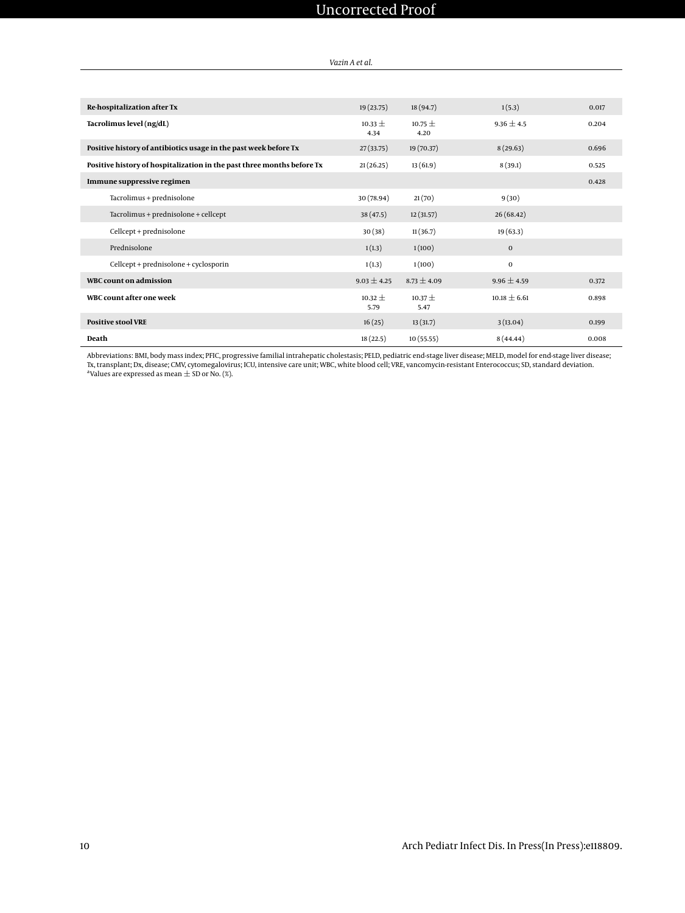| | | | | |
|---|---|---|---|---|
| **Re-hospitalization after Tx** | 19 (23.75) | 18 (94.7) | 1 (5.3) | 0.017 |
| **Tacrolimus level (ng/dL)** | 10.33 ± 4.34 | 10.75 ± 4.20 | 9.36 ± 4.5 | 0.204 |
| **Positive history of antibiotics usage in the past week before Tx** | 27 (33.75) | 19 (70.37) | 8 (29.63) | 0.696 |
| **Positive history of hospitalization in the past three months before Tx** | 21 (26.25) | 13 (61.9) | 8 (39.1) | 0.525 |
| **Immune suppressive regimen** | | | | 0.428 |
| Tacrolimus + prednisolone | 30 (78.94) | 21 (70) | 9 (30) | |
| Tacrolimus + prednisolone + cellcept | 38 (47.5) | 12 (31.57) | 26 (68.42) | |
| Cellcept + prednisolone | 30 (38) | 11 (36.7) | 19 (63.3) | |
| Prednisolone | 1 (1.3) | 1 (100) | 0 | |
| Cellcept + prednisolone + cyclosporin | 1 (1.3) | 1 (100) | 0 | |
| **WBC count on admission** | 9.03 ± 4.25 | 8.73 ± 4.09 | 9.96 ± 4.59 | 0.372 |
| **WBC count after one week** | 10.32 ± 5.79 | 10.37 ± 5.47 | 10.18 ± 6.61 | 0.898 |
| **Positive stool VRE** | 16 (25) | 13 (31.7) | 3 (13.04) | 0.199 |
| **Death** | 18 (22.5) | 10 (55.55) | 8 (44.44) | 0.008 |

Abbreviations: BMI, body mass index; PFIC, progressive familial intrahepatic cholestasis; PELD, pediatric end-stage liver disease; MELD, model for end-stage liver disease; Tx, transplant; Dx, disease; CMV, cytomegalovirus; ICU, intensive care unit; WBC, white blood cell; VRE, vancomycin-resistant Enterococcus; SD, standard deviation.

[a] Values are expressed as mean ± SD or No. (%).